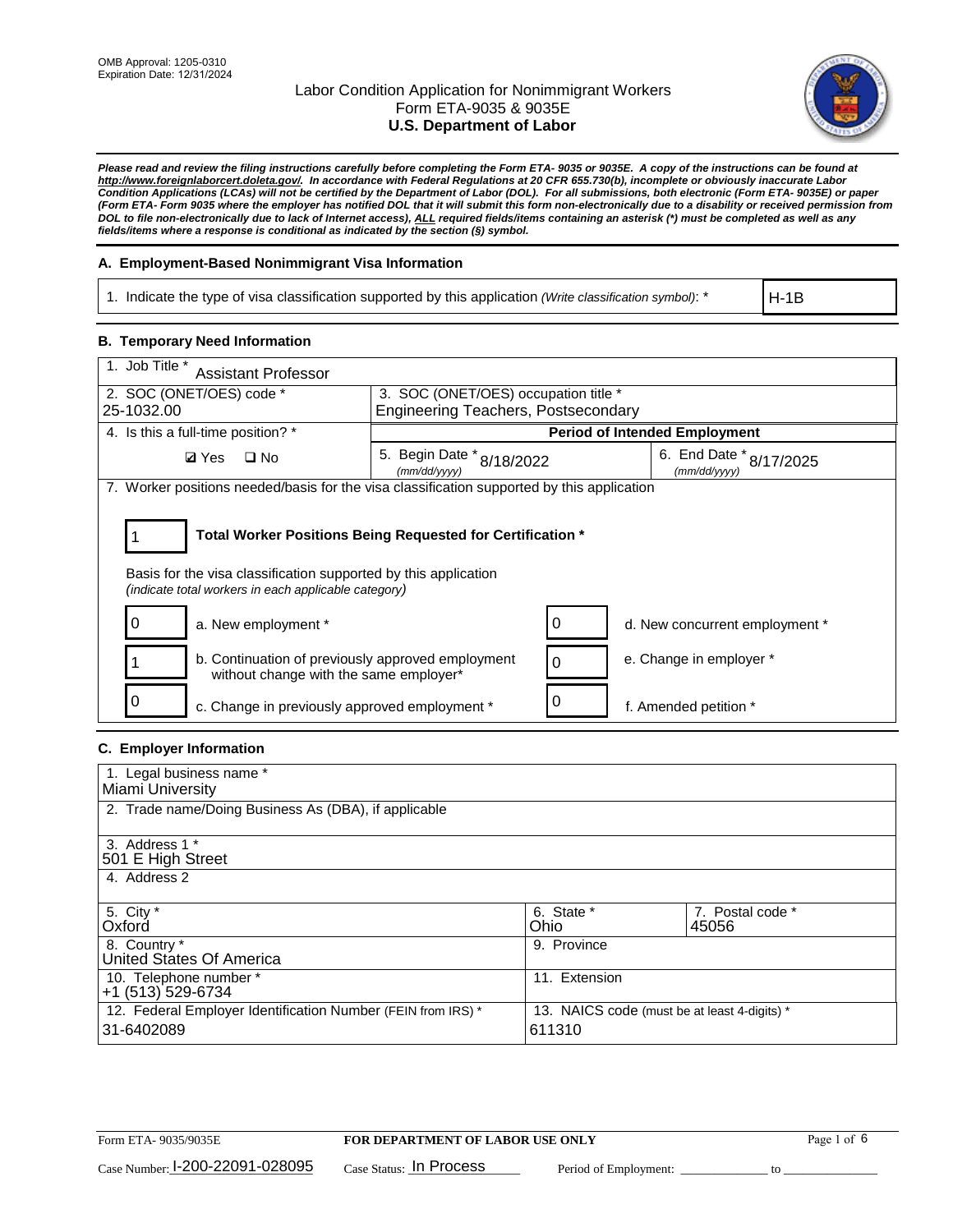OMB Approval: 1205-0310
Expiration Date: 12/31/2024

# Labor Condition Application for Nonimmigrant Workers
Form ETA-9035 & 9035E
**U.S. Department of Labor**

***Please read and review the filing instructions carefully before completing the Form ETA- 9035 or 9035E. A copy of the instructions can be found at http://www.foreignlaborcert.doleta.gov/. In accordance with Federal Regulations at 20 CFR 655.730(b), incomplete or obviously inaccurate Labor Condition Applications (LCAs) will not be certified by the Department of Labor (DOL). For all submissions, both electronic (Form ETA- 9035E) or paper (Form ETA- Form 9035 where the employer has notified DOL that it will submit this form non-electronically due to a disability or received permission from DOL to file non-electronically due to lack of Internet access), ALL required fields/items containing an asterisk (*) must be completed as well as any fields/items where a response is conditional as indicated by the section (§) symbol.***

## A. Employment-Based Nonimmigrant Visa Information

| 1. Indicate the type of visa classification supported by this application *(Write classification symbol)*: * | H-1B |
|---|---|

## B. Temporary Need Information

| 1. Job Title * Assistant Professor | | |
|---|---|---|
| 2. SOC (ONET/OES) code * 25-1032.00 | 3. SOC (ONET/OES) occupation title * Engineering Teachers, Postsecondary | |
| 4. Is this a full-time position? * | **Period of Intended Employment** | |
| ☑ Yes ☐ No | 5. Begin Date * *(mm/dd/yyyy)* 8/18/2022 | 6. End Date * *(mm/dd/yyyy)* 8/17/2025 |

7. Worker positions needed/basis for the visa classification supported by this application

**1 — Total Worker Positions Being Requested for Certification ***

Basis for the visa classification supported by this application
*(indicate total workers in each applicable category)*

| Count | Category | Count | Category |
|---|---|---|---|
| 0 | a. New employment * | 0 | d. New concurrent employment * |
| 1 | b. Continuation of previously approved employment without change with the same employer* | 0 | e. Change in employer * |
| 0 | c. Change in previously approved employment * | 0 | f. Amended petition * |

## C. Employer Information

| 1. Legal business name * Miami University | | |
|---|---|---|
| 2. Trade name/Doing Business As (DBA), if applicable | | |
| 3. Address 1 * 501 E High Street | | |
| 4. Address 2 | | |
| 5. City * Oxford | 6. State * Ohio | 7. Postal code * 45056 |
| 8. Country * United States Of America | 9. Province | |
| 10. Telephone number * +1 (513) 529-6734 | 11. Extension | |
| 12. Federal Employer Identification Number (FEIN from IRS) * 31-6402089 | 13. NAICS code (must be at least 4-digits) * 611310 | |

Form ETA- 9035/9035E — **FOR DEPARTMENT OF LABOR USE ONLY**

Case Number: I-200-22091-028095 Case Status: In Process Period of Employment: ______________ to ______________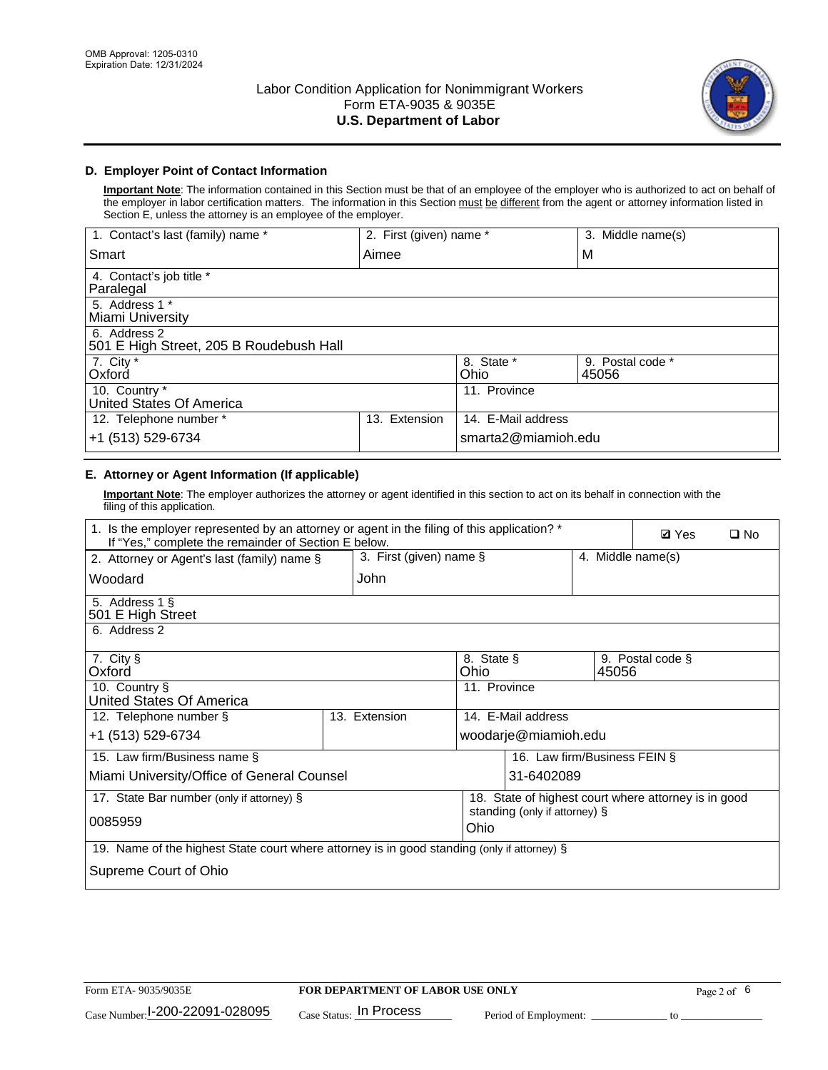## D. Employer Point of Contact Information

**Important Note**: The information contained in this Section must be that of an employee of the employer who is authorized to act on behalf of the employer in labor certification matters. The information in this Section must be different from the agent or attorney information listed in Section E, unless the attorney is an employee of the employer.

| 1. Contact's last (family) name * | 2. First (given) name * | 3. Middle name(s) |
|---|---|---|
| Smart | Aimee | M |
| 4. Contact's job title * Paralegal | | |
| 5. Address 1 * Miami University | | |
| 6. Address 2 501 E High Street, 205 B Roudebush Hall | | |
| 7. City * Oxford | 8. State * Ohio | 9. Postal code * 45056 |
| 10. Country * United States Of America | 11. Province | |
| 12. Telephone number * +1 (513) 529-6734 | 13. Extension | 14. E-Mail address smarta2@miamioh.edu |

## E. Attorney or Agent Information (If applicable)

**Important Note**: The employer authorizes the attorney or agent identified in this section to act on its behalf in connection with the filing of this application.

| 1. Is the employer represented by an attorney or agent in the filing of this application? * If "Yes," complete the remainder of Section E below. | | ☑ Yes ☐ No |
|---|---|---|
| 2. Attorney or Agent's last (family) name § Woodard | 3. First (given) name § John | 4. Middle name(s) |
| 5. Address 1 § 501 E High Street | | |
| 6. Address 2 | | |
| 7. City § Oxford | 8. State § Ohio | 9. Postal code § 45056 |
| 10. Country § United States Of America | 11. Province | |
| 12. Telephone number § +1 (513) 529-6734 | 13. Extension | 14. E-Mail address woodarje@miamioh.edu |
| 15. Law firm/Business name § Miami University/Office of General Counsel | | 16. Law firm/Business FEIN § 31-6402089 |
| 17. State Bar number (only if attorney) § 0085959 | | 18. State of highest court where attorney is in good standing (only if attorney) § Ohio |
| 19. Name of the highest State court where attorney is in good standing (only if attorney) § Supreme Court of Ohio | | |

Form ETA- 9035/9035E **FOR DEPARTMENT OF LABOR USE ONLY**

Case Number: I-200-22091-028095 Case Status: In Process Period of Employment: _____________ to _____________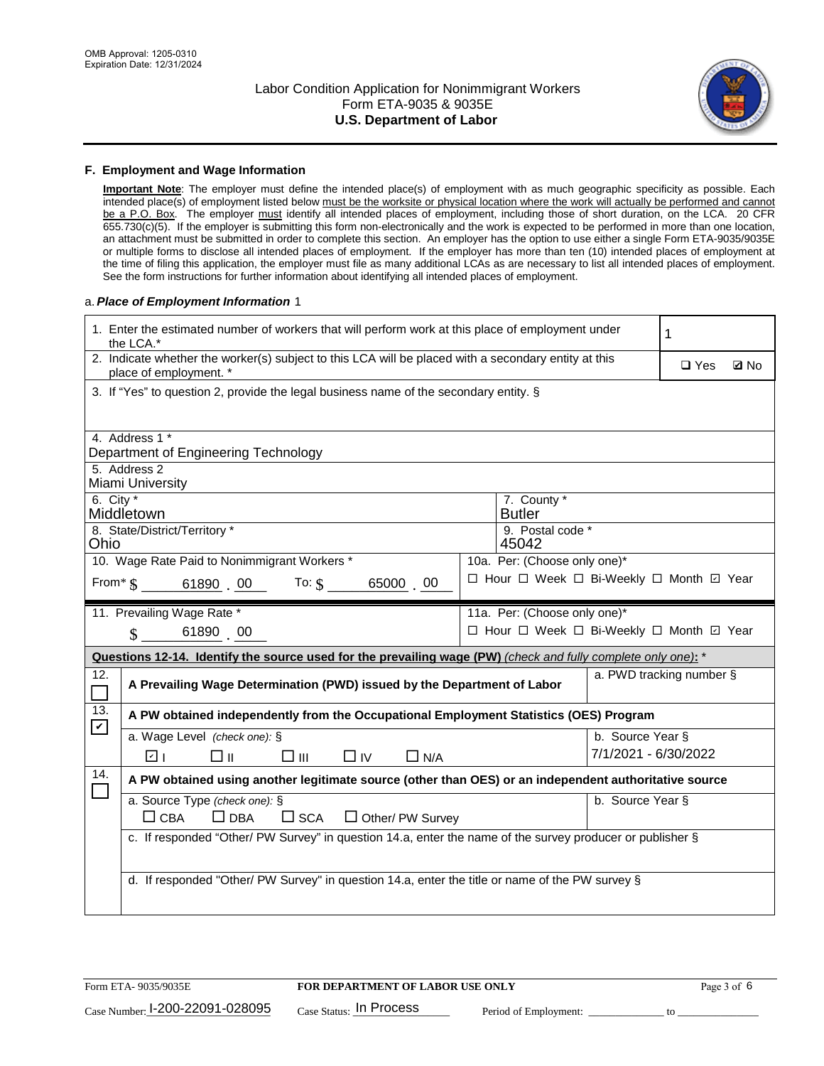OMB Approval: 1205-0310
Expiration Date: 12/31/2024

# Labor Condition Application for Nonimmigrant Workers
## Form ETA-9035 & 9035E
## U.S. Department of Labor

### F. Employment and Wage Information

**Important Note**: The employer must define the intended place(s) of employment with as much geographic specificity as possible. Each intended place(s) of employment listed below must be the worksite or physical location where the work will actually be performed and cannot be a P.O. Box. The employer must identify all intended places of employment, including those of short duration, on the LCA. 20 CFR 655.730(c)(5). If the employer is submitting this form non-electronically and the work is expected to be performed in more than one location, an attachment must be submitted in order to complete this section. An employer has the option to use either a single Form ETA-9035/9035E or multiple forms to disclose all intended places of employment. If the employer has more than ten (10) intended places of employment at the time of filing this application, the employer must file as many additional LCAs as are necessary to list all intended places of employment. See the form instructions for further information about identifying all intended places of employment.

a. ***Place of Employment Information*** 1

| | |
|---|---|
| 1. Enter the estimated number of workers that will perform work at this place of employment under the LCA.* | 1 |
| 2. Indicate whether the worker(s) subject to this LCA will be placed with a secondary entity at this place of employment. * | ☐ Yes ☑ No |
| 3. If "Yes" to question 2, provide the legal business name of the secondary entity. § | |
| 4. Address 1 * Department of Engineering Technology | |
| 5. Address 2 Miami University | |
| 6. City * Middletown | 7. County * Butler |
| 8. State/District/Territory * Ohio | 9. Postal code * 45042 |
| 10. Wage Rate Paid to Nonimmigrant Workers * From* $ 61890 . 00 To: $ 65000 . 00 | 10a. Per: (Choose only one)* ☐ Hour ☐ Week ☐ Bi-Weekly ☐ Month ☑ Year |
| 11. Prevailing Wage Rate * $ 61890 . 00 | 11a. Per: (Choose only one)* ☐ Hour ☐ Week ☐ Bi-Weekly ☐ Month ☑ Year |

**Questions 12-14. Identify the source used for the prevailing wage (PW)** *(check and fully complete only one)*: *

| | | |
|---|---|---|
| 12. ☐ | **A Prevailing Wage Determination (PWD) issued by the Department of Labor** | a. PWD tracking number § |
| 13. ☑ | **A PW obtained independently from the Occupational Employment Statistics (OES) Program** | |
| | a. Wage Level *(check one)*: § ☑ I ☐ II ☐ III ☐ IV ☐ N/A | b. Source Year § 7/1/2021 - 6/30/2022 |
| 14. ☐ | **A PW obtained using another legitimate source (other than OES) or an independent authoritative source** | |
| | a. Source Type *(check one)*: § ☐ CBA ☐ DBA ☐ SCA ☐ Other/ PW Survey | b. Source Year § |
| | c. If responded "Other/ PW Survey" in question 14.a, enter the name of the survey producer or publisher § | |
| | d. If responded "Other/ PW Survey" in question 14.a, enter the title or name of the PW survey § | |

Form ETA- 9035/9035E | **FOR DEPARTMENT OF LABOR USE ONLY**

Case Number: I-200-22091-028095 Case Status: In Process Period of Employment: _____________ to _______________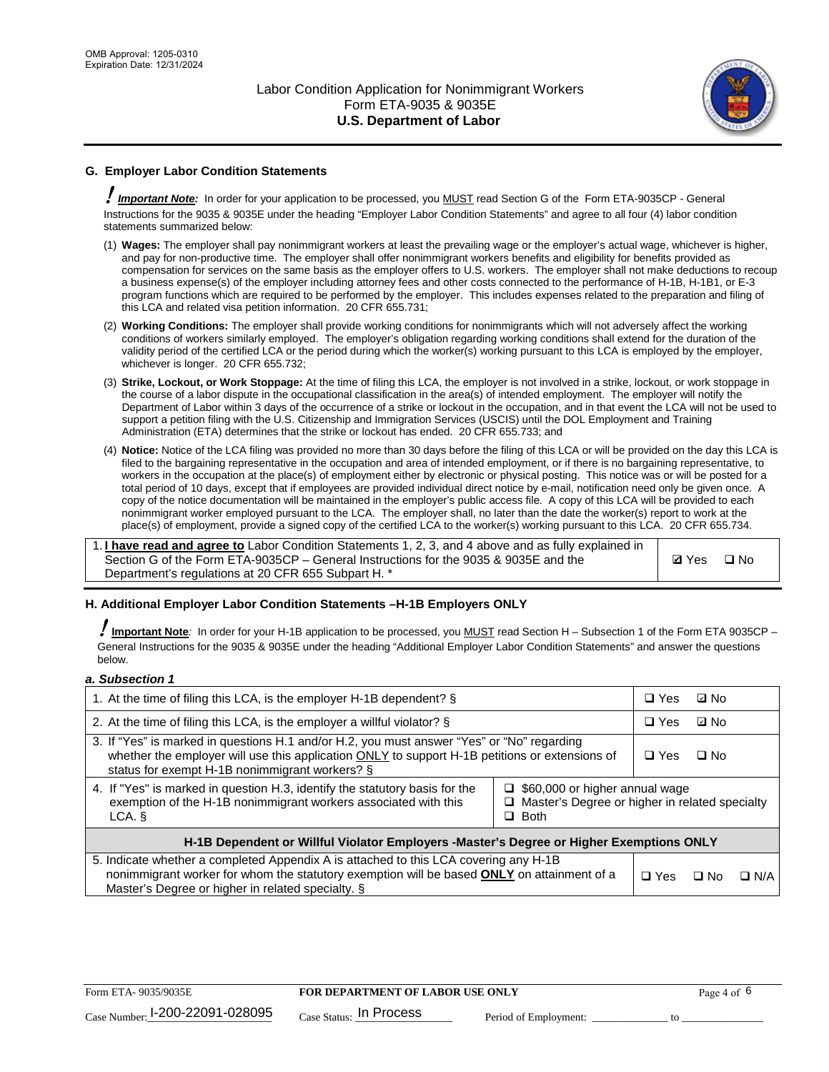## G. Employer Labor Condition Statements

! ***Important Note:*** In order for your application to be processed, you MUST read Section G of the Form ETA-9035CP - General Instructions for the 9035 & 9035E under the heading "Employer Labor Condition Statements" and agree to all four (4) labor condition statements summarized below:

(1) **Wages:** The employer shall pay nonimmigrant workers at least the prevailing wage or the employer's actual wage, whichever is higher, and pay for non-productive time. The employer shall offer nonimmigrant workers benefits and eligibility for benefits provided as compensation for services on the same basis as the employer offers to U.S. workers. The employer shall not make deductions to recoup a business expense(s) of the employer including attorney fees and other costs connected to the performance of H-1B, H-1B1, or E-3 program functions which are required to be performed by the employer. This includes expenses related to the preparation and filing of this LCA and related visa petition information. 20 CFR 655.731;

(2) **Working Conditions:** The employer shall provide working conditions for nonimmigrants which will not adversely affect the working conditions of workers similarly employed. The employer's obligation regarding working conditions shall extend for the duration of the validity period of the certified LCA or the period during which the worker(s) working pursuant to this LCA is employed by the employer, whichever is longer. 20 CFR 655.732;

(3) **Strike, Lockout, or Work Stoppage:** At the time of filing this LCA, the employer is not involved in a strike, lockout, or work stoppage in the course of a labor dispute in the occupational classification in the area(s) of intended employment. The employer will notify the Department of Labor within 3 days of the occurrence of a strike or lockout in the occupation, and in that event the LCA will not be used to support a petition filing with the U.S. Citizenship and Immigration Services (USCIS) until the DOL Employment and Training Administration (ETA) determines that the strike or lockout has ended. 20 CFR 655.733; and

(4) **Notice:** Notice of the LCA filing was provided no more than 30 days before the filing of this LCA or will be provided on the day this LCA is filed to the bargaining representative in the occupation and area of intended employment, or if there is no bargaining representative, to workers in the occupation at the place(s) of employment either by electronic or physical posting. This notice was or will be posted for a total period of 10 days, except that if employees are provided individual direct notice by e-mail, notification need only be given once. A copy of the notice documentation will be maintained in the employer's public access file. A copy of this LCA will be provided to each nonimmigrant worker employed pursuant to the LCA. The employer shall, no later than the date the worker(s) report to work at the place(s) of employment, provide a signed copy of the certified LCA to the worker(s) working pursuant to this LCA. 20 CFR 655.734.

| | |
|---|---|
| 1. **I have read and agree to** Labor Condition Statements 1, 2, 3, and 4 above and as fully explained in Section G of the Form ETA-9035CP – General Instructions for the 9035 & 9035E and the Department's regulations at 20 CFR 655 Subpart H. * | ☑ Yes ☐ No |

## H. Additional Employer Labor Condition Statements –H-1B Employers ONLY

! **Important Note**: In order for your H-1B application to be processed, you MUST read Section H – Subsection 1 of the Form ETA 9035CP – General Instructions for the 9035 & 9035E under the heading "Additional Employer Labor Condition Statements" and answer the questions below.

***a. Subsection 1***

| | | |
|---|---|---|
| 1. At the time of filing this LCA, is the employer H-1B dependent? § | | ☐ Yes ☑ No |
| 2. At the time of filing this LCA, is the employer a willful violator? § | | ☐ Yes ☑ No |
| 3. If "Yes" is marked in questions H.1 and/or H.2, you must answer "Yes" or "No" regarding whether the employer will use this application ONLY to support H-1B petitions or extensions of status for exempt H-1B nonimmigrant workers? § | | ☐ Yes ☐ No |
| 4. If "Yes" is marked in question H.3, identify the statutory basis for the exemption of the H-1B nonimmigrant workers associated with this LCA. § | ☐ $60,000 or higher annual wage<br>☐ Master's Degree or higher in related specialty<br>☐ Both | |
| **H-1B Dependent or Willful Violator Employers -Master's Degree or Higher Exemptions ONLY** | | |
| 5. Indicate whether a completed Appendix A is attached to this LCA covering any H-1B nonimmigrant worker for whom the statutory exemption will be based **ONLY** on attainment of a Master's Degree or higher in related specialty. § | | ☐ Yes ☐ No ☐ N/A |

Form ETA- 9035/9035E — **FOR DEPARTMENT OF LABOR USE ONLY**

Case Number: I-200-22091-028095 Case Status: In Process Period of Employment: _____________ to _____________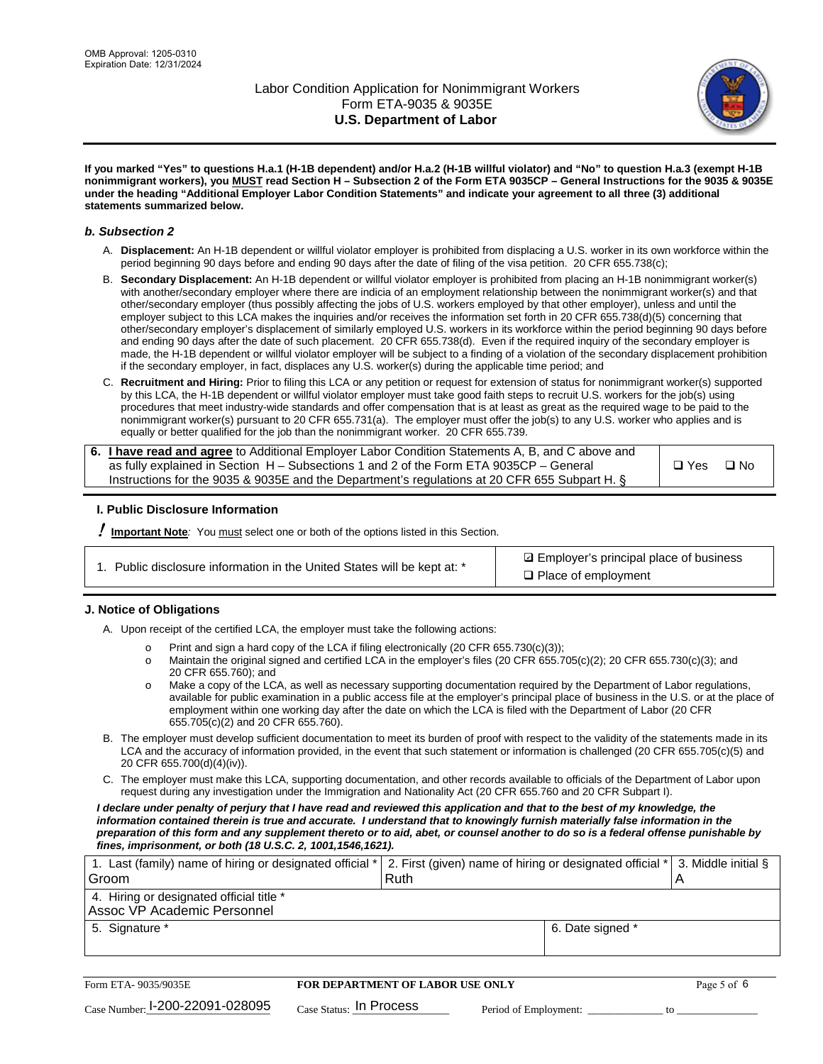OMB Approval: 1205-0310
Expiration Date: 12/31/2024

# Labor Condition Application for Nonimmigrant Workers
## Form ETA-9035 & 9035E
## U.S. Department of Labor

**If you marked "Yes" to questions H.a.1 (H-1B dependent) and/or H.a.2 (H-1B willful violator) and "No" to question H.a.3 (exempt H-1B nonimmigrant workers), you MUST read Section H – Subsection 2 of the Form ETA 9035CP – General Instructions for the 9035 & 9035E under the heading "Additional Employer Labor Condition Statements" and indicate your agreement to all three (3) additional statements summarized below.**

### *b. Subsection 2*

A. **Displacement:** An H-1B dependent or willful violator employer is prohibited from displacing a U.S. worker in its own workforce within the period beginning 90 days before and ending 90 days after the date of filing of the visa petition. 20 CFR 655.738(c);

B. **Secondary Displacement:** An H-1B dependent or willful violator employer is prohibited from placing an H-1B nonimmigrant worker(s) with another/secondary employer where there are indicia of an employment relationship between the nonimmigrant worker(s) and that other/secondary employer (thus possibly affecting the jobs of U.S. workers employed by that other employer), unless and until the employer subject to this LCA makes the inquiries and/or receives the information set forth in 20 CFR 655.738(d)(5) concerning that other/secondary employer's displacement of similarly employed U.S. workers in its workforce within the period beginning 90 days before and ending 90 days after the date of such placement. 20 CFR 655.738(d). Even if the required inquiry of the secondary employer is made, the H-1B dependent or willful violator employer will be subject to a finding of a violation of the secondary displacement prohibition if the secondary employer, in fact, displaces any U.S. worker(s) during the applicable time period; and

C. **Recruitment and Hiring:** Prior to filing this LCA or any petition or request for extension of status for nonimmigrant worker(s) supported by this LCA, the H-1B dependent or willful violator employer must take good faith steps to recruit U.S. workers for the job(s) using procedures that meet industry-wide standards and offer compensation that is at least as great as the required wage to be paid to the nonimmigrant worker(s) pursuant to 20 CFR 655.731(a). The employer must offer the job(s) to any U.S. worker who applies and is equally or better qualified for the job than the nonimmigrant worker. 20 CFR 655.739.

| 6. **I have read and agree** to Additional Employer Labor Condition Statements A, B, and C above and as fully explained in Section H – Subsections 1 and 2 of the Form ETA 9035CP – General Instructions for the 9035 & 9035E and the Department's regulations at 20 CFR 655 Subpart H. § | ❑ Yes ❑ No |
|---|---|

### I. Public Disclosure Information

**! Important Note**: You must select one or both of the options listed in this Section.

| 1. Public disclosure information in the United States will be kept at: * | ☑ Employer's principal place of business<br>❑ Place of employment |
|---|---|

### J. Notice of Obligations

A. Upon receipt of the certified LCA, the employer must take the following actions:

- Print and sign a hard copy of the LCA if filing electronically (20 CFR 655.730(c)(3));
- Maintain the original signed and certified LCA in the employer's files (20 CFR 655.705(c)(2); 20 CFR 655.730(c)(3); and 20 CFR 655.760); and
- Make a copy of the LCA, as well as necessary supporting documentation required by the Department of Labor regulations, available for public examination in a public access file at the employer's principal place of business in the U.S. or at the place of employment within one working day after the date on which the LCA is filed with the Department of Labor (20 CFR 655.705(c)(2) and 20 CFR 655.760).

B. The employer must develop sufficient documentation to meet its burden of proof with respect to the validity of the statements made in its LCA and the accuracy of information provided, in the event that such statement or information is challenged (20 CFR 655.705(c)(5) and 20 CFR 655.700(d)(4)(iv)).

C. The employer must make this LCA, supporting documentation, and other records available to officials of the Department of Labor upon request during any investigation under the Immigration and Nationality Act (20 CFR 655.760 and 20 CFR Subpart I).

***I declare under penalty of perjury that I have read and reviewed this application and that to the best of my knowledge, the information contained therein is true and accurate. I understand that to knowingly furnish materially false information in the preparation of this form and any supplement thereto or to aid, abet, or counsel another to do so is a federal offense punishable by fines, imprisonment, or both (18 U.S.C. 2, 1001,1546,1621).***

| 1. Last (family) name of hiring or designated official *<br>Groom | 2. First (given) name of hiring or designated official *<br>Ruth | 3. Middle initial §<br>A |
|---|---|---|
| 4. Hiring or designated official title *<br>Assoc VP Academic Personnel | | |
| 5. Signature * | 6. Date signed * | |

Form ETA- 9035/9035E | **FOR DEPARTMENT OF LABOR USE ONLY**

Case Number: I-200-22091-028095 Case Status: In Process Period of Employment: _____________ to _____________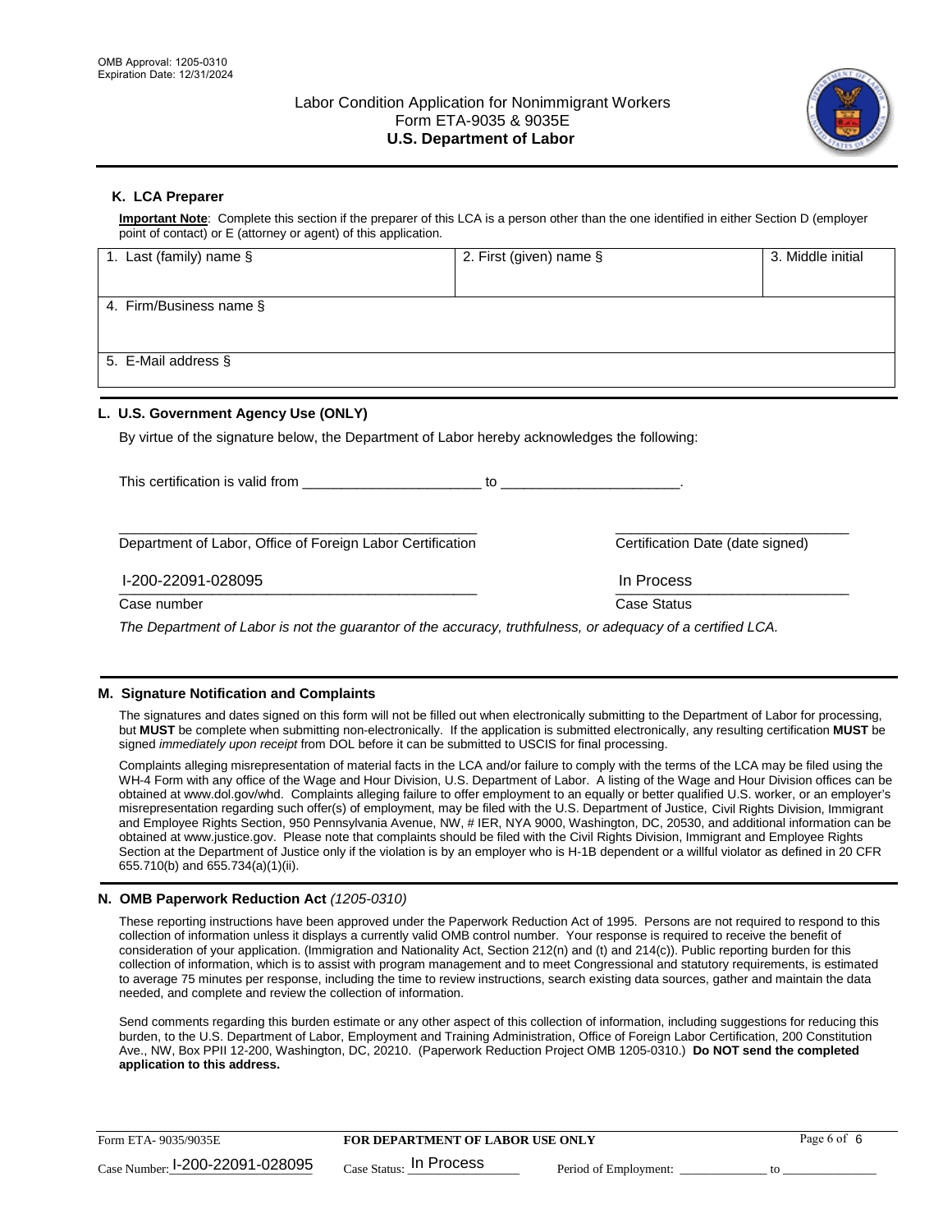## K. LCA Preparer

**Important Note**: Complete this section if the preparer of this LCA is a person other than the one identified in either Section D (employer point of contact) or E (attorney or agent) of this application.

| 1. Last (family) name § | 2. First (given) name § | 3. Middle initial |
|---|---|---|
| 4. Firm/Business name § | | |
| 5. E-Mail address § | | |

## L. U.S. Government Agency Use (ONLY)

By virtue of the signature below, the Department of Labor hereby acknowledges the following:

This certification is valid from ______________________ to ______________________.

Department of Labor, Office of Foreign Labor Certification

Certification Date (date signed)

I-200-22091-028095

Case number

In Process

Case Status

*The Department of Labor is not the guarantor of the accuracy, truthfulness, or adequacy of a certified LCA.*

## M. Signature Notification and Complaints

The signatures and dates signed on this form will not be filled out when electronically submitting to the Department of Labor for processing, but **MUST** be complete when submitting non-electronically. If the application is submitted electronically, any resulting certification **MUST** be signed *immediately upon receipt* from DOL before it can be submitted to USCIS for final processing.

Complaints alleging misrepresentation of material facts in the LCA and/or failure to comply with the terms of the LCA may be filed using the WH-4 Form with any office of the Wage and Hour Division, U.S. Department of Labor. A listing of the Wage and Hour Division offices can be obtained at www.dol.gov/whd. Complaints alleging failure to offer employment to an equally or better qualified U.S. worker, or an employer's misrepresentation regarding such offer(s) of employment, may be filed with the U.S. Department of Justice, Civil Rights Division, Immigrant and Employee Rights Section, 950 Pennsylvania Avenue, NW, # IER, NYA 9000, Washington, DC, 20530, and additional information can be obtained at www.justice.gov. Please note that complaints should be filed with the Civil Rights Division, Immigrant and Employee Rights Section at the Department of Justice only if the violation is by an employer who is H-1B dependent or a willful violator as defined in 20 CFR 655.710(b) and 655.734(a)(1)(ii).

## N. OMB Paperwork Reduction Act *(1205-0310)*

These reporting instructions have been approved under the Paperwork Reduction Act of 1995. Persons are not required to respond to this collection of information unless it displays a currently valid OMB control number. Your response is required to receive the benefit of consideration of your application. (Immigration and Nationality Act, Section 212(n) and (t) and 214(c)). Public reporting burden for this collection of information, which is to assist with program management and to meet Congressional and statutory requirements, is estimated to average 75 minutes per response, including the time to review instructions, search existing data sources, gather and maintain the data needed, and complete and review the collection of information.

Send comments regarding this burden estimate or any other aspect of this collection of information, including suggestions for reducing this burden, to the U.S. Department of Labor, Employment and Training Administration, Office of Foreign Labor Certification, 200 Constitution Ave., NW, Box PPII 12-200, Washington, DC, 20210. (Paperwork Reduction Project OMB 1205-0310.) **Do NOT send the completed application to this address.**